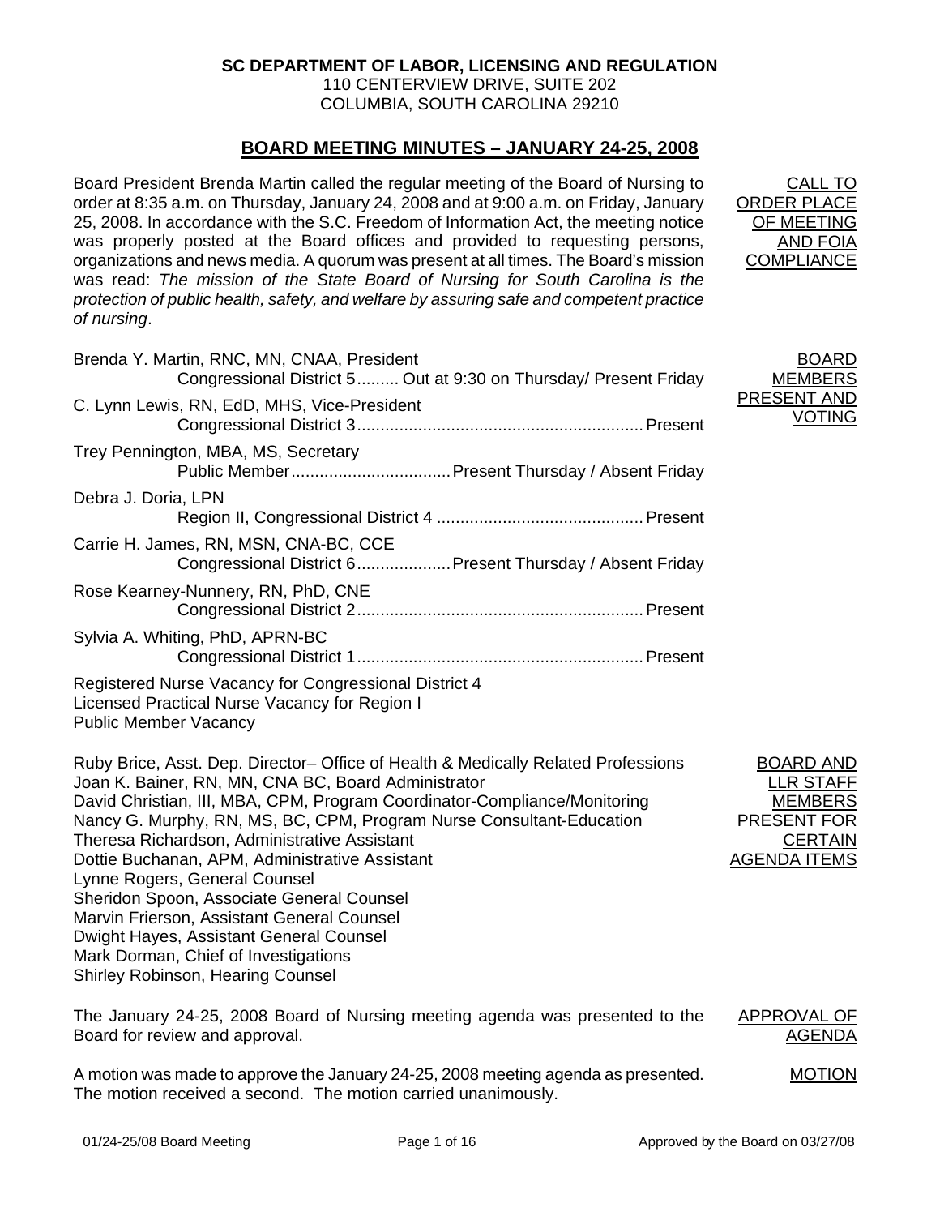**SC DEPARTMENT OF LABOR, LICENSING AND REGULATION**
110 CENTERVIEW DRIVE, SUITE 202
COLUMBIA, SOUTH CAROLINA 29210

## BOARD MEETING MINUTES – JANUARY 24-25, 2008

**CALL TO ORDER PLACE OF MEETING AND FOIA COMPLIANCE**

Board President Brenda Martin called the regular meeting of the Board of Nursing to order at 8:35 a.m. on Thursday, January 24, 2008 and at 9:00 a.m. on Friday, January 25, 2008. In accordance with the S.C. Freedom of Information Act, the meeting notice was properly posted at the Board offices and provided to requesting persons, organizations and news media. A quorum was present at all times. The Board's mission was read: *The mission of the State Board of Nursing for South Carolina is the protection of public health, safety, and welfare by assuring safe and competent practice of nursing*.

**BOARD MEMBERS PRESENT AND VOTING**

Brenda Y. Martin, RNC, MN, CNAA, President
Congressional District 5......... Out at 9:30 on Thursday/ Present Friday

C. Lynn Lewis, RN, EdD, MHS, Vice-President
Congressional District 3............................................................ Present

Trey Pennington, MBA, MS, Secretary
Public Member.................................Present Thursday / Absent Friday

Debra J. Doria, LPN
Region II, Congressional District 4 ............................................ Present

Carrie H. James, RN, MSN, CNA-BC, CCE
Congressional District 6...................Present Thursday / Absent Friday

Rose Kearney-Nunnery, RN, PhD, CNE
Congressional District 2............................................................ Present

Sylvia A. Whiting, PhD, APRN-BC
Congressional District 1............................................................ Present

Registered Nurse Vacancy for Congressional District 4
Licensed Practical Nurse Vacancy for Region I
Public Member Vacancy

**BOARD AND LLR STAFF MEMBERS PRESENT FOR CERTAIN AGENDA ITEMS**

Ruby Brice, Asst. Dep. Director– Office of Health & Medically Related Professions
Joan K. Bainer, RN, MN, CNA BC, Board Administrator
David Christian, III, MBA, CPM, Program Coordinator-Compliance/Monitoring
Nancy G. Murphy, RN, MS, BC, CPM, Program Nurse Consultant-Education
Theresa Richardson, Administrative Assistant
Dottie Buchanan, APM, Administrative Assistant
Lynne Rogers, General Counsel
Sheridon Spoon, Associate General Counsel
Marvin Frierson, Assistant General Counsel
Dwight Hayes, Assistant General Counsel
Mark Dorman, Chief of Investigations
Shirley Robinson, Hearing Counsel

**APPROVAL OF AGENDA**

The January 24-25, 2008 Board of Nursing meeting agenda was presented to the Board for review and approval.

**MOTION**

A motion was made to approve the January 24-25, 2008 meeting agenda as presented. The motion received a second. The motion carried unanimously.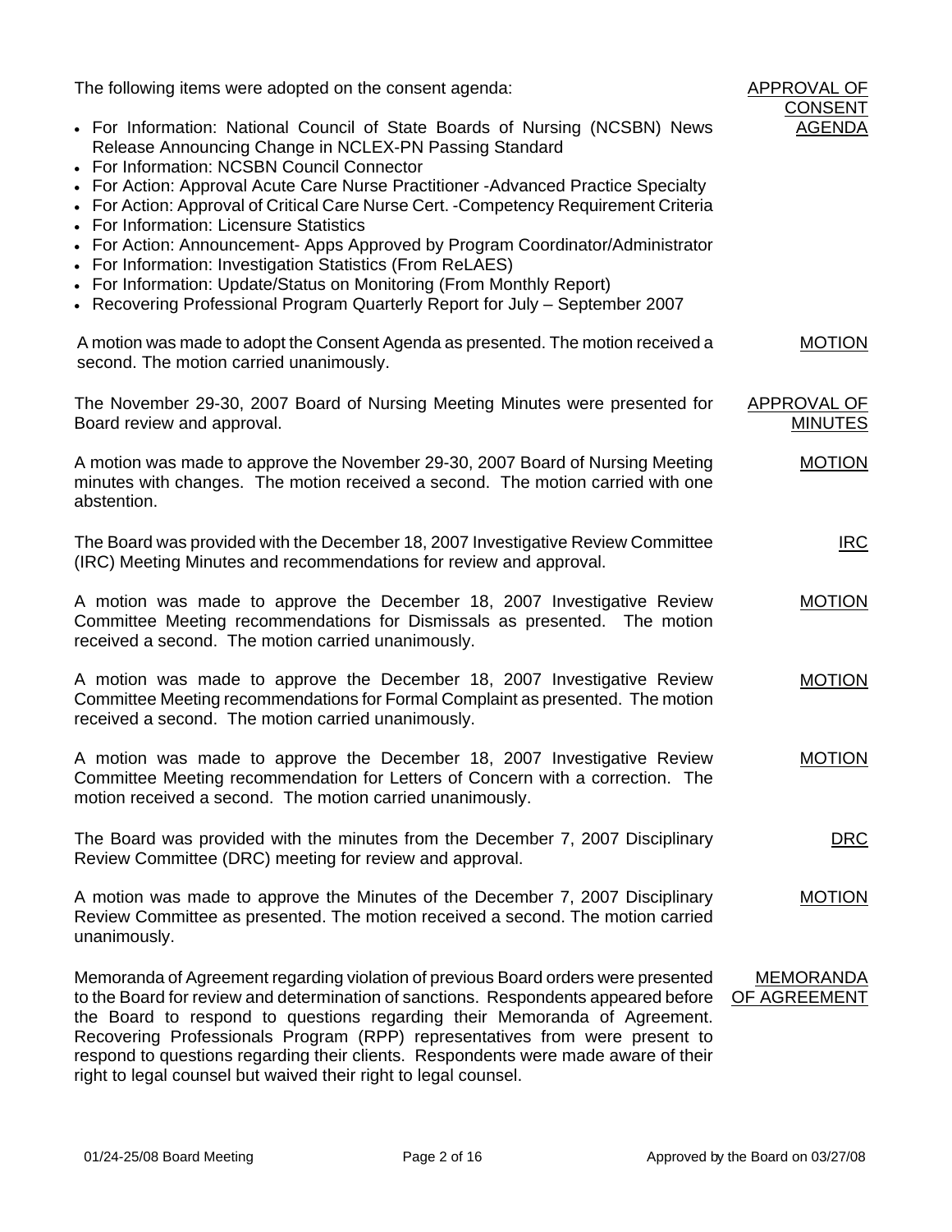**APPROVAL OF CONSENT AGENDA**

The following items were adopted on the consent agenda:

- For Information: National Council of State Boards of Nursing (NCSBN) News Release Announcing Change in NCLEX-PN Passing Standard
- For Information: NCSBN Council Connector
- For Action: Approval Acute Care Nurse Practitioner -Advanced Practice Specialty
- For Action: Approval of Critical Care Nurse Cert. -Competency Requirement Criteria
- For Information: Licensure Statistics
- For Action: Announcement- Apps Approved by Program Coordinator/Administrator
- For Information: Investigation Statistics (From ReLAES)
- For Information: Update/Status on Monitoring (From Monthly Report)
- Recovering Professional Program Quarterly Report for July – September 2007

**MOTION**

A motion was made to adopt the Consent Agenda as presented. The motion received a second. The motion carried unanimously.

**APPROVAL OF MINUTES**

The November 29-30, 2007 Board of Nursing Meeting Minutes were presented for Board review and approval.

**MOTION**

A motion was made to approve the November 29-30, 2007 Board of Nursing Meeting minutes with changes. The motion received a second. The motion carried with one abstention.

**IRC**

The Board was provided with the December 18, 2007 Investigative Review Committee (IRC) Meeting Minutes and recommendations for review and approval.

**MOTION**

A motion was made to approve the December 18, 2007 Investigative Review Committee Meeting recommendations for Dismissals as presented. The motion received a second. The motion carried unanimously.

**MOTION**

A motion was made to approve the December 18, 2007 Investigative Review Committee Meeting recommendations for Formal Complaint as presented. The motion received a second. The motion carried unanimously.

**MOTION**

A motion was made to approve the December 18, 2007 Investigative Review Committee Meeting recommendation for Letters of Concern with a correction. The motion received a second. The motion carried unanimously.

**DRC**

The Board was provided with the minutes from the December 7, 2007 Disciplinary Review Committee (DRC) meeting for review and approval.

**MOTION**

A motion was made to approve the Minutes of the December 7, 2007 Disciplinary Review Committee as presented. The motion received a second. The motion carried unanimously.

**MEMORANDA OF AGREEMENT**

Memoranda of Agreement regarding violation of previous Board orders were presented to the Board for review and determination of sanctions. Respondents appeared before the Board to respond to questions regarding their Memoranda of Agreement. Recovering Professionals Program (RPP) representatives from were present to respond to questions regarding their clients. Respondents were made aware of their right to legal counsel but waived their right to legal counsel.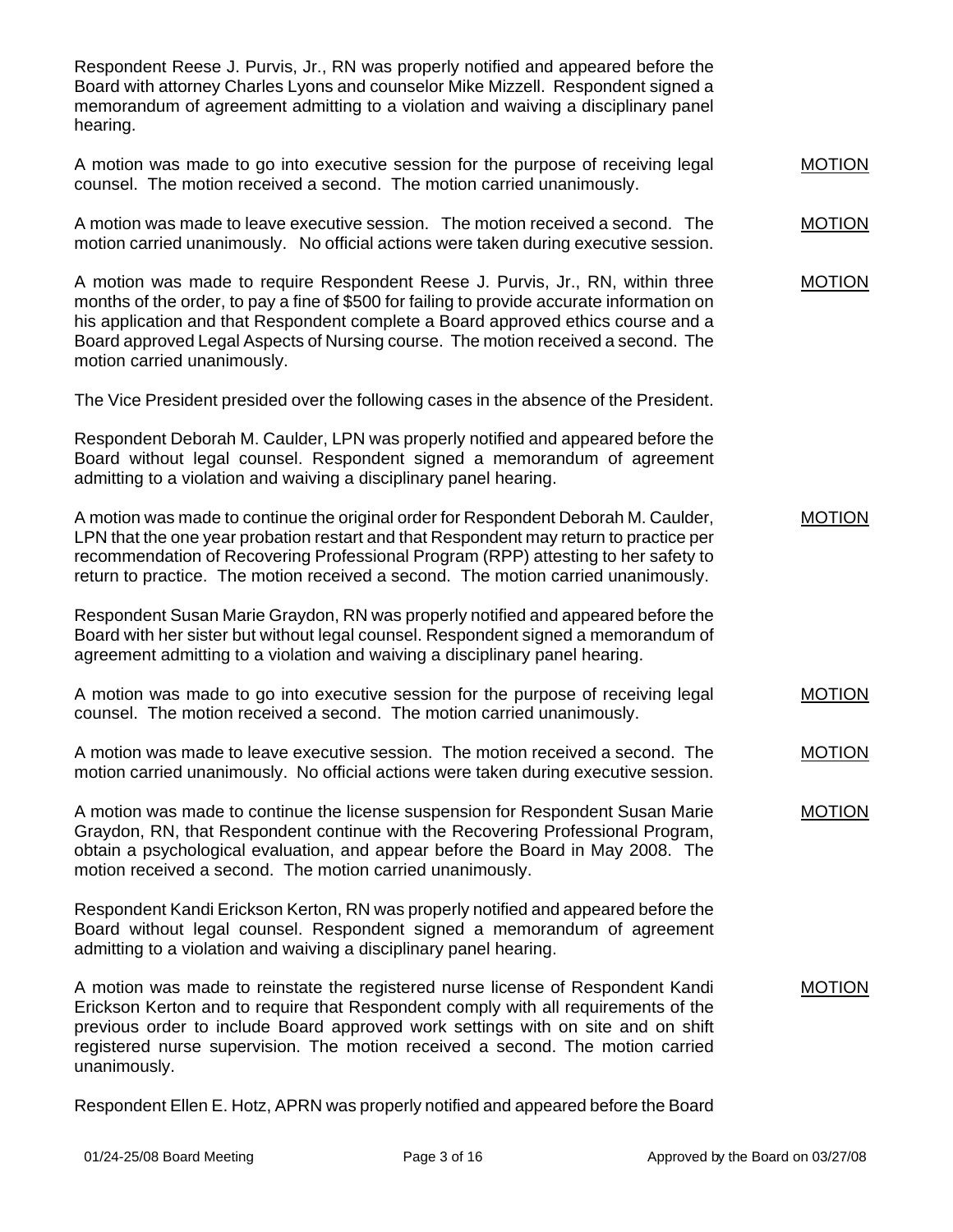Respondent Reese J. Purvis, Jr., RN was properly notified and appeared before the Board with attorney Charles Lyons and counselor Mike Mizzell. Respondent signed a memorandum of agreement admitting to a violation and waiving a disciplinary panel hearing.

A motion was made to go into executive session for the purpose of receiving legal counsel. The motion received a second. The motion carried unanimously. MOTION

A motion was made to leave executive session. The motion received a second. The motion carried unanimously. No official actions were taken during executive session. MOTION

A motion was made to require Respondent Reese J. Purvis, Jr., RN, within three months of the order, to pay a fine of $500 for failing to provide accurate information on his application and that Respondent complete a Board approved ethics course and a Board approved Legal Aspects of Nursing course. The motion received a second. The motion carried unanimously. MOTION

The Vice President presided over the following cases in the absence of the President.

Respondent Deborah M. Caulder, LPN was properly notified and appeared before the Board without legal counsel. Respondent signed a memorandum of agreement admitting to a violation and waiving a disciplinary panel hearing.

A motion was made to continue the original order for Respondent Deborah M. Caulder, LPN that the one year probation restart and that Respondent may return to practice per recommendation of Recovering Professional Program (RPP) attesting to her safety to return to practice. The motion received a second. The motion carried unanimously. MOTION

Respondent Susan Marie Graydon, RN was properly notified and appeared before the Board with her sister but without legal counsel. Respondent signed a memorandum of agreement admitting to a violation and waiving a disciplinary panel hearing.

A motion was made to go into executive session for the purpose of receiving legal counsel. The motion received a second. The motion carried unanimously. MOTION

A motion was made to leave executive session. The motion received a second. The motion carried unanimously. No official actions were taken during executive session. MOTION

A motion was made to continue the license suspension for Respondent Susan Marie Graydon, RN, that Respondent continue with the Recovering Professional Program, obtain a psychological evaluation, and appear before the Board in May 2008. The motion received a second. The motion carried unanimously. MOTION

Respondent Kandi Erickson Kerton, RN was properly notified and appeared before the Board without legal counsel. Respondent signed a memorandum of agreement admitting to a violation and waiving a disciplinary panel hearing.

A motion was made to reinstate the registered nurse license of Respondent Kandi Erickson Kerton and to require that Respondent comply with all requirements of the previous order to include Board approved work settings with on site and on shift registered nurse supervision. The motion received a second. The motion carried unanimously. MOTION

Respondent Ellen E. Hotz, APRN was properly notified and appeared before the Board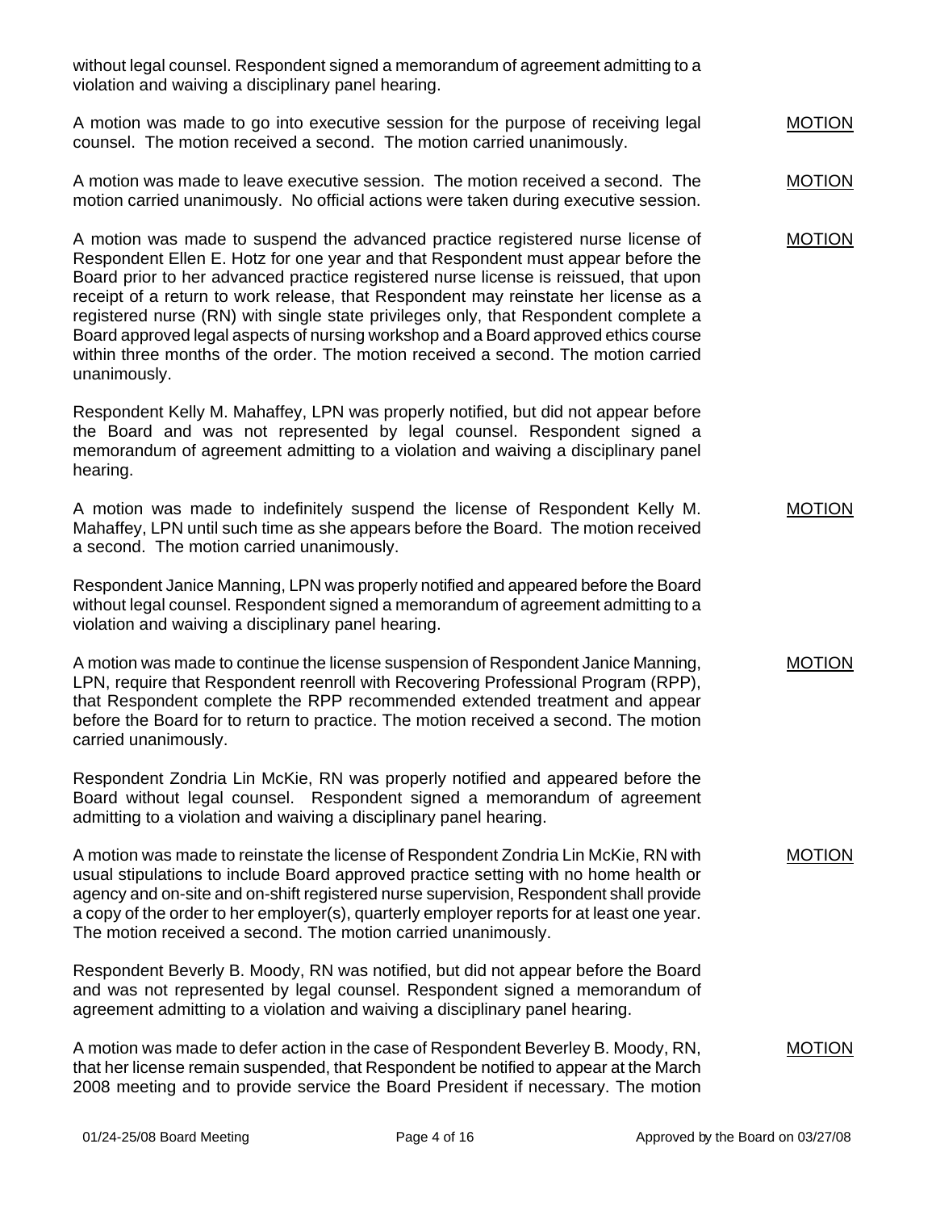without legal counsel. Respondent signed a memorandum of agreement admitting to a violation and waiving a disciplinary panel hearing.

A motion was made to go into executive session for the purpose of receiving legal counsel. The motion received a second. The motion carried unanimously. <u>MOTION</u>

A motion was made to leave executive session. The motion received a second. The motion carried unanimously. No official actions were taken during executive session. <u>MOTION</u>

A motion was made to suspend the advanced practice registered nurse license of Respondent Ellen E. Hotz for one year and that Respondent must appear before the Board prior to her advanced practice registered nurse license is reissued, that upon receipt of a return to work release, that Respondent may reinstate her license as a registered nurse (RN) with single state privileges only, that Respondent complete a Board approved legal aspects of nursing workshop and a Board approved ethics course within three months of the order. The motion received a second. The motion carried unanimously. <u>MOTION</u>

Respondent Kelly M. Mahaffey, LPN was properly notified, but did not appear before the Board and was not represented by legal counsel. Respondent signed a memorandum of agreement admitting to a violation and waiving a disciplinary panel hearing.

A motion was made to indefinitely suspend the license of Respondent Kelly M. Mahaffey, LPN until such time as she appears before the Board. The motion received a second. The motion carried unanimously. <u>MOTION</u>

Respondent Janice Manning, LPN was properly notified and appeared before the Board without legal counsel. Respondent signed a memorandum of agreement admitting to a violation and waiving a disciplinary panel hearing.

A motion was made to continue the license suspension of Respondent Janice Manning, LPN, require that Respondent reenroll with Recovering Professional Program (RPP), that Respondent complete the RPP recommended extended treatment and appear before the Board for to return to practice. The motion received a second. The motion carried unanimously. <u>MOTION</u>

Respondent Zondria Lin McKie, RN was properly notified and appeared before the Board without legal counsel. Respondent signed a memorandum of agreement admitting to a violation and waiving a disciplinary panel hearing.

A motion was made to reinstate the license of Respondent Zondria Lin McKie, RN with usual stipulations to include Board approved practice setting with no home health or agency and on-site and on-shift registered nurse supervision, Respondent shall provide a copy of the order to her employer(s), quarterly employer reports for at least one year. The motion received a second. The motion carried unanimously. <u>MOTION</u>

Respondent Beverly B. Moody, RN was notified, but did not appear before the Board and was not represented by legal counsel. Respondent signed a memorandum of agreement admitting to a violation and waiving a disciplinary panel hearing.

A motion was made to defer action in the case of Respondent Beverley B. Moody, RN, that her license remain suspended, that Respondent be notified to appear at the March 2008 meeting and to provide service the Board President if necessary. The motion <u>MOTION</u>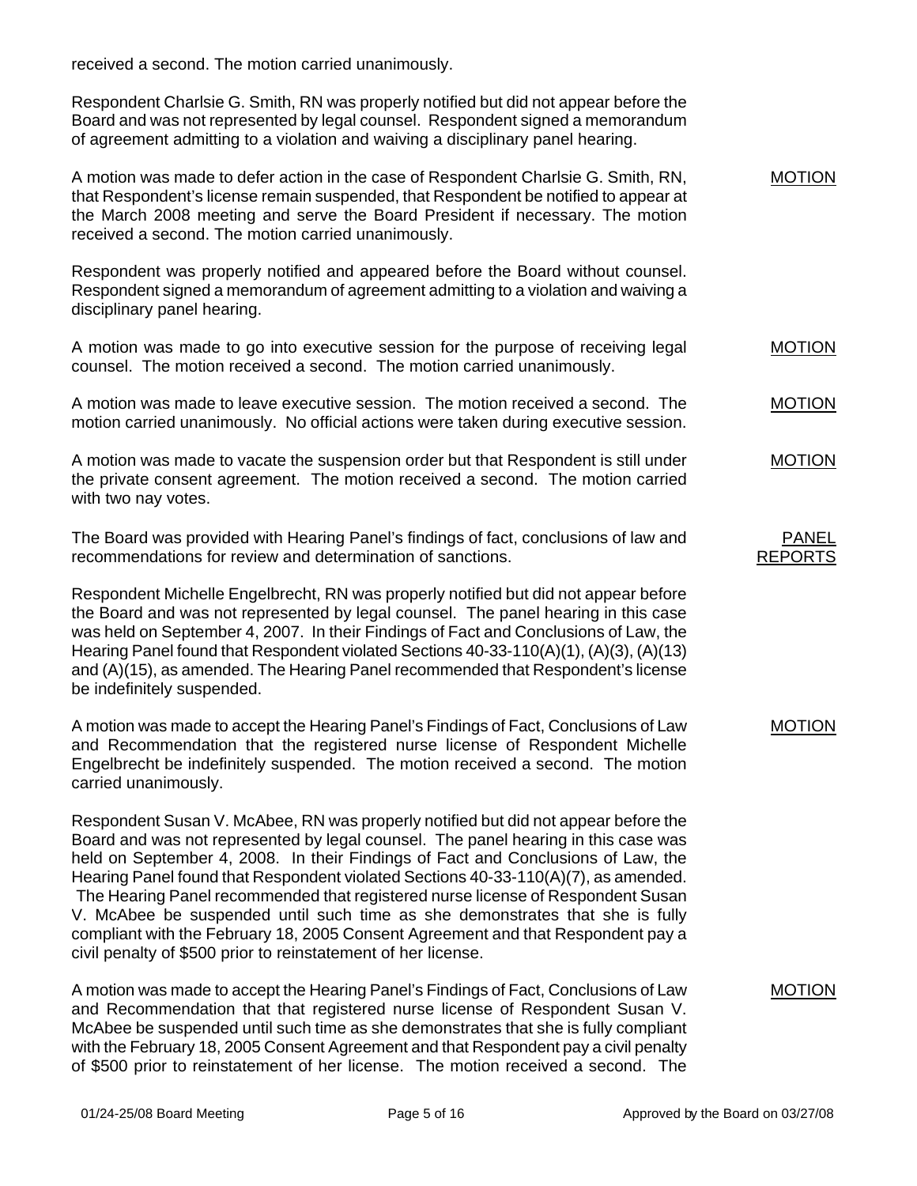received a second. The motion carried unanimously.

Respondent Charlsie G. Smith, RN was properly notified but did not appear before the Board and was not represented by legal counsel. Respondent signed a memorandum of agreement admitting to a violation and waiving a disciplinary panel hearing.

MOTION

A motion was made to defer action in the case of Respondent Charlsie G. Smith, RN, that Respondent's license remain suspended, that Respondent be notified to appear at the March 2008 meeting and serve the Board President if necessary. The motion received a second. The motion carried unanimously.

Respondent was properly notified and appeared before the Board without counsel. Respondent signed a memorandum of agreement admitting to a violation and waiving a disciplinary panel hearing.

MOTION

A motion was made to go into executive session for the purpose of receiving legal counsel. The motion received a second. The motion carried unanimously.

MOTION

A motion was made to leave executive session. The motion received a second. The motion carried unanimously. No official actions were taken during executive session.

MOTION

A motion was made to vacate the suspension order but that Respondent is still under the private consent agreement. The motion received a second. The motion carried with two nay votes.

PANEL REPORTS

The Board was provided with Hearing Panel's findings of fact, conclusions of law and recommendations for review and determination of sanctions.

Respondent Michelle Engelbrecht, RN was properly notified but did not appear before the Board and was not represented by legal counsel. The panel hearing in this case was held on September 4, 2007. In their Findings of Fact and Conclusions of Law, the Hearing Panel found that Respondent violated Sections 40-33-110(A)(1), (A)(3), (A)(13) and (A)(15), as amended. The Hearing Panel recommended that Respondent's license be indefinitely suspended.

MOTION

A motion was made to accept the Hearing Panel's Findings of Fact, Conclusions of Law and Recommendation that the registered nurse license of Respondent Michelle Engelbrecht be indefinitely suspended. The motion received a second. The motion carried unanimously.

Respondent Susan V. McAbee, RN was properly notified but did not appear before the Board and was not represented by legal counsel. The panel hearing in this case was held on September 4, 2008. In their Findings of Fact and Conclusions of Law, the Hearing Panel found that Respondent violated Sections 40-33-110(A)(7), as amended. The Hearing Panel recommended that registered nurse license of Respondent Susan V. McAbee be suspended until such time as she demonstrates that she is fully compliant with the February 18, 2005 Consent Agreement and that Respondent pay a civil penalty of $500 prior to reinstatement of her license.

MOTION

A motion was made to accept the Hearing Panel's Findings of Fact, Conclusions of Law and Recommendation that that registered nurse license of Respondent Susan V. McAbee be suspended until such time as she demonstrates that she is fully compliant with the February 18, 2005 Consent Agreement and that Respondent pay a civil penalty of $500 prior to reinstatement of her license. The motion received a second. The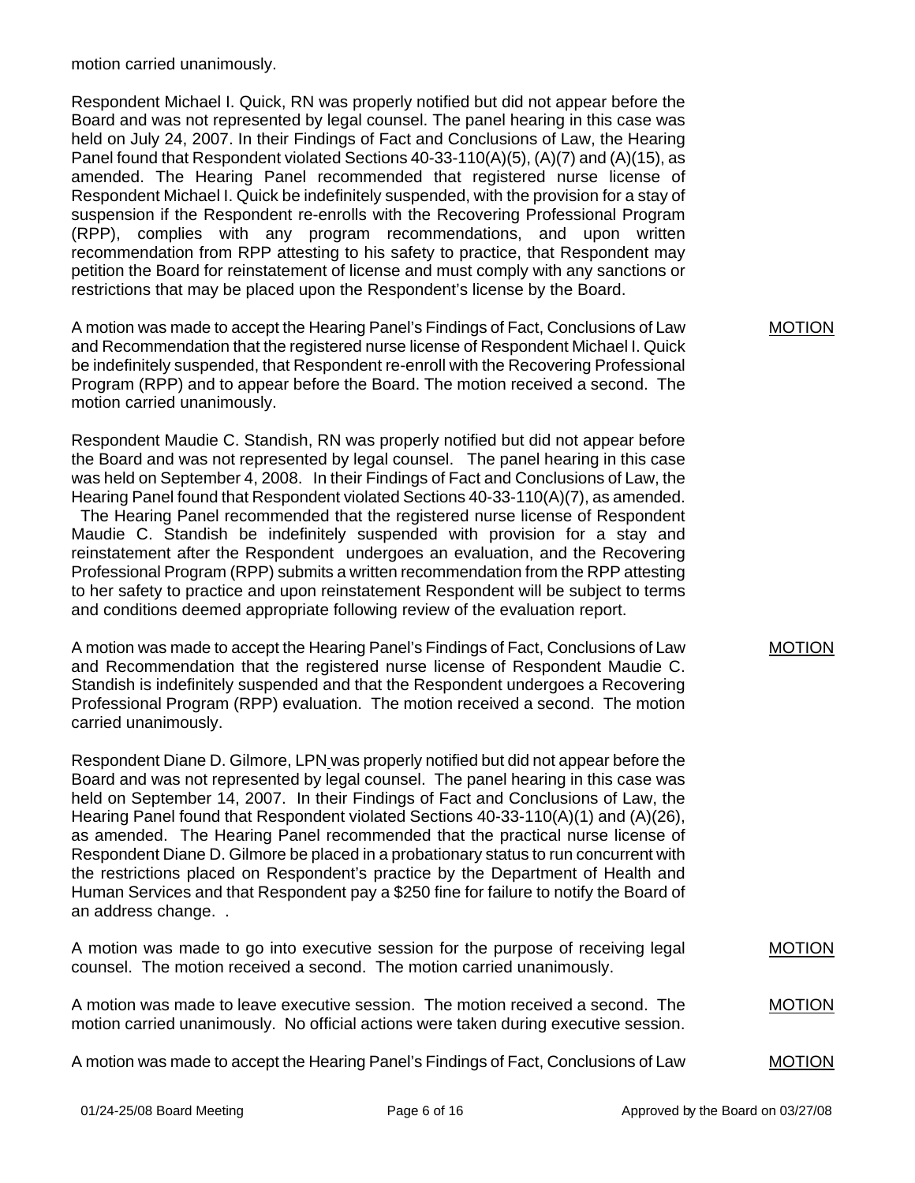motion carried unanimously.

Respondent Michael I. Quick, RN was properly notified but did not appear before the Board and was not represented by legal counsel. The panel hearing in this case was held on July 24, 2007. In their Findings of Fact and Conclusions of Law, the Hearing Panel found that Respondent violated Sections 40-33-110(A)(5), (A)(7) and (A)(15), as amended. The Hearing Panel recommended that registered nurse license of Respondent Michael I. Quick be indefinitely suspended, with the provision for a stay of suspension if the Respondent re-enrolls with the Recovering Professional Program (RPP), complies with any program recommendations, and upon written recommendation from RPP attesting to his safety to practice, that Respondent may petition the Board for reinstatement of license and must comply with any sanctions or restrictions that may be placed upon the Respondent's license by the Board.

A motion was made to accept the Hearing Panel's Findings of Fact, Conclusions of Law and Recommendation that the registered nurse license of Respondent Michael I. Quick be indefinitely suspended, that Respondent re-enroll with the Recovering Professional Program (RPP) and to appear before the Board. The motion received a second. The motion carried unanimously. MOTION

Respondent Maudie C. Standish, RN was properly notified but did not appear before the Board and was not represented by legal counsel. The panel hearing in this case was held on September 4, 2008. In their Findings of Fact and Conclusions of Law, the Hearing Panel found that Respondent violated Sections 40-33-110(A)(7), as amended. The Hearing Panel recommended that the registered nurse license of Respondent Maudie C. Standish be indefinitely suspended with provision for a stay and reinstatement after the Respondent undergoes an evaluation, and the Recovering Professional Program (RPP) submits a written recommendation from the RPP attesting to her safety to practice and upon reinstatement Respondent will be subject to terms and conditions deemed appropriate following review of the evaluation report.

A motion was made to accept the Hearing Panel's Findings of Fact, Conclusions of Law and Recommendation that the registered nurse license of Respondent Maudie C. Standish is indefinitely suspended and that the Respondent undergoes a Recovering Professional Program (RPP) evaluation. The motion received a second. The motion carried unanimously. MOTION

Respondent Diane D. Gilmore, LPN was properly notified but did not appear before the Board and was not represented by legal counsel. The panel hearing in this case was held on September 14, 2007. In their Findings of Fact and Conclusions of Law, the Hearing Panel found that Respondent violated Sections 40-33-110(A)(1) and (A)(26), as amended. The Hearing Panel recommended that the practical nurse license of Respondent Diane D. Gilmore be placed in a probationary status to run concurrent with the restrictions placed on Respondent's practice by the Department of Health and Human Services and that Respondent pay a $250 fine for failure to notify the Board of an address change. .

A motion was made to go into executive session for the purpose of receiving legal counsel. The motion received a second. The motion carried unanimously. MOTION

A motion was made to leave executive session. The motion received a second. The motion carried unanimously. No official actions were taken during executive session. MOTION

A motion was made to accept the Hearing Panel's Findings of Fact, Conclusions of Law MOTION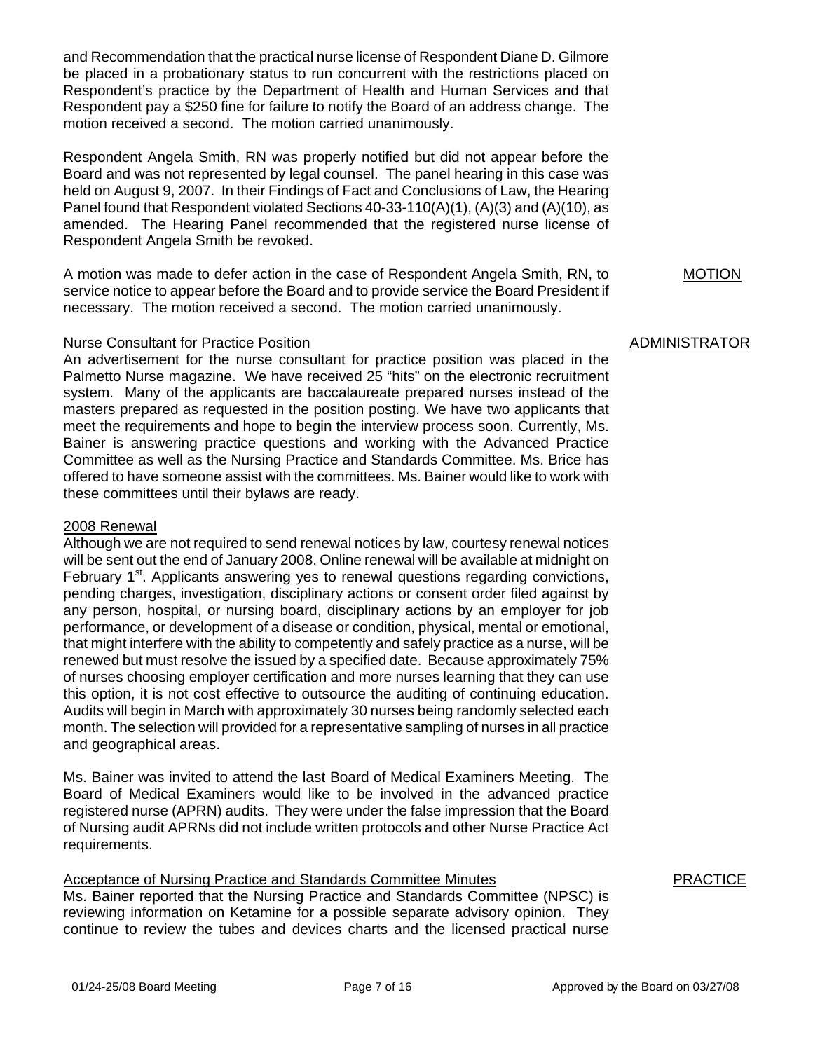and Recommendation that the practical nurse license of Respondent Diane D. Gilmore be placed in a probationary status to run concurrent with the restrictions placed on Respondent's practice by the Department of Health and Human Services and that Respondent pay a $250 fine for failure to notify the Board of an address change. The motion received a second. The motion carried unanimously.

Respondent Angela Smith, RN was properly notified but did not appear before the Board and was not represented by legal counsel. The panel hearing in this case was held on August 9, 2007. In their Findings of Fact and Conclusions of Law, the Hearing Panel found that Respondent violated Sections 40-33-110(A)(1), (A)(3) and (A)(10), as amended. The Hearing Panel recommended that the registered nurse license of Respondent Angela Smith be revoked.

MOTION

A motion was made to defer action in the case of Respondent Angela Smith, RN, to service notice to appear before the Board and to provide service the Board President if necessary. The motion received a second. The motion carried unanimously.

ADMINISTRATOR

Nurse Consultant for Practice Position

An advertisement for the nurse consultant for practice position was placed in the Palmetto Nurse magazine. We have received 25 "hits" on the electronic recruitment system. Many of the applicants are baccalaureate prepared nurses instead of the masters prepared as requested in the position posting. We have two applicants that meet the requirements and hope to begin the interview process soon. Currently, Ms. Bainer is answering practice questions and working with the Advanced Practice Committee as well as the Nursing Practice and Standards Committee. Ms. Brice has offered to have someone assist with the committees. Ms. Bainer would like to work with these committees until their bylaws are ready.

2008 Renewal

Although we are not required to send renewal notices by law, courtesy renewal notices will be sent out the end of January 2008. Online renewal will be available at midnight on February 1st. Applicants answering yes to renewal questions regarding convictions, pending charges, investigation, disciplinary actions or consent order filed against by any person, hospital, or nursing board, disciplinary actions by an employer for job performance, or development of a disease or condition, physical, mental or emotional, that might interfere with the ability to competently and safely practice as a nurse, will be renewed but must resolve the issued by a specified date. Because approximately 75% of nurses choosing employer certification and more nurses learning that they can use this option, it is not cost effective to outsource the auditing of continuing education. Audits will begin in March with approximately 30 nurses being randomly selected each month. The selection will provided for a representative sampling of nurses in all practice and geographical areas.

Ms. Bainer was invited to attend the last Board of Medical Examiners Meeting. The Board of Medical Examiners would like to be involved in the advanced practice registered nurse (APRN) audits. They were under the false impression that the Board of Nursing audit APRNs did not include written protocols and other Nurse Practice Act requirements.

PRACTICE

Acceptance of Nursing Practice and Standards Committee Minutes

Ms. Bainer reported that the Nursing Practice and Standards Committee (NPSC) is reviewing information on Ketamine for a possible separate advisory opinion. They continue to review the tubes and devices charts and the licensed practical nurse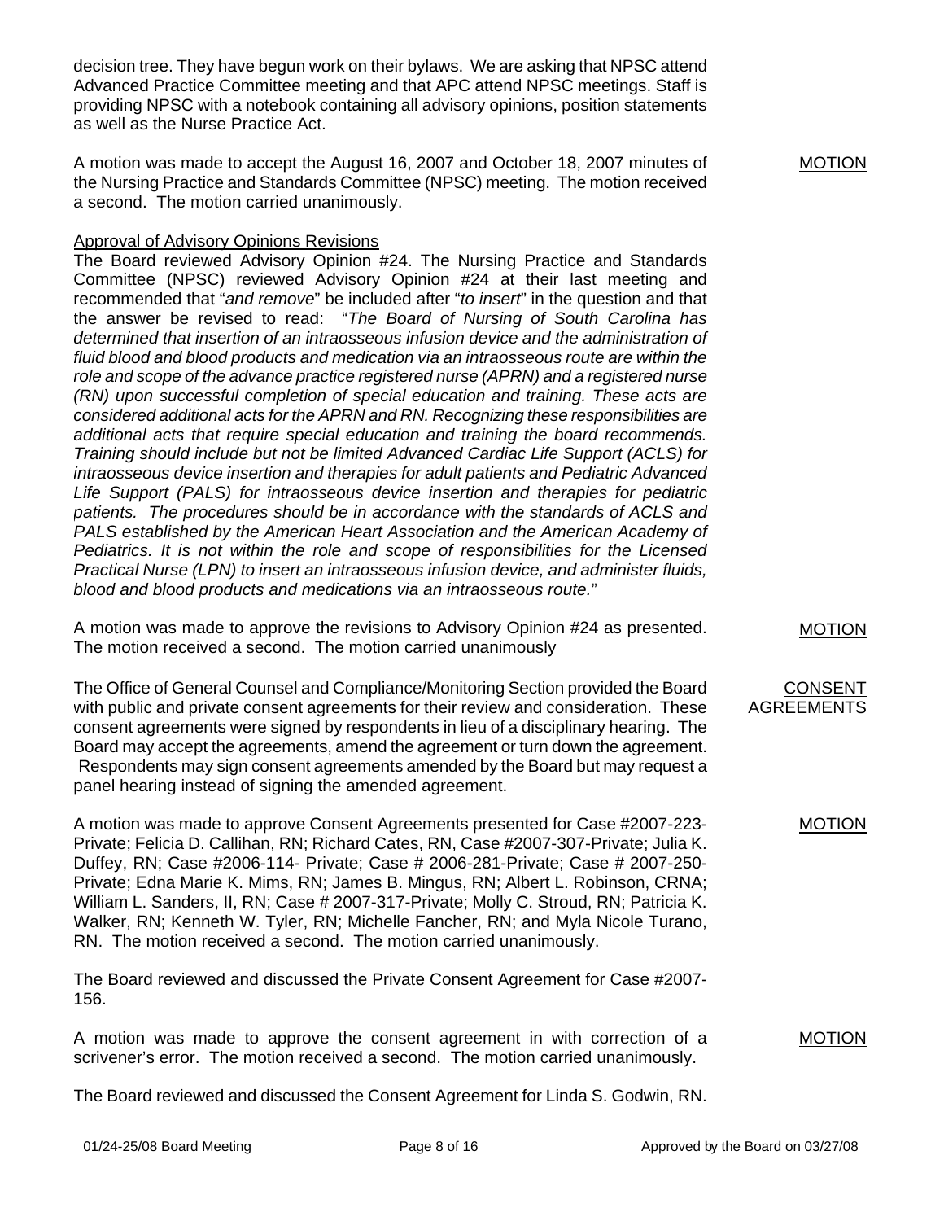decision tree. They have begun work on their bylaws. We are asking that NPSC attend Advanced Practice Committee meeting and that APC attend NPSC meetings. Staff is providing NPSC with a notebook containing all advisory opinions, position statements as well as the Nurse Practice Act.

MOTION

A motion was made to accept the August 16, 2007 and October 18, 2007 minutes of the Nursing Practice and Standards Committee (NPSC) meeting. The motion received a second. The motion carried unanimously.

Approval of Advisory Opinions Revisions

The Board reviewed Advisory Opinion #24. The Nursing Practice and Standards Committee (NPSC) reviewed Advisory Opinion #24 at their last meeting and recommended that "*and remove*" be included after "*to insert*" in the question and that the answer be revised to read: "*The Board of Nursing of South Carolina has determined that insertion of an intraosseous infusion device and the administration of fluid blood and blood products and medication via an intraosseous route are within the role and scope of the advance practice registered nurse (APRN) and a registered nurse (RN) upon successful completion of special education and training. These acts are considered additional acts for the APRN and RN. Recognizing these responsibilities are additional acts that require special education and training the board recommends. Training should include but not be limited Advanced Cardiac Life Support (ACLS) for intraosseous device insertion and therapies for adult patients and Pediatric Advanced Life Support (PALS) for intraosseous device insertion and therapies for pediatric patients. The procedures should be in accordance with the standards of ACLS and PALS established by the American Heart Association and the American Academy of Pediatrics. It is not within the role and scope of responsibilities for the Licensed Practical Nurse (LPN) to insert an intraosseous infusion device, and administer fluids, blood and blood products and medications via an intraosseous route.*"

MOTION

A motion was made to approve the revisions to Advisory Opinion #24 as presented. The motion received a second. The motion carried unanimously

CONSENT AGREEMENTS

The Office of General Counsel and Compliance/Monitoring Section provided the Board with public and private consent agreements for their review and consideration. These consent agreements were signed by respondents in lieu of a disciplinary hearing. The Board may accept the agreements, amend the agreement or turn down the agreement. Respondents may sign consent agreements amended by the Board but may request a panel hearing instead of signing the amended agreement.

MOTION

A motion was made to approve Consent Agreements presented for Case #2007-223-Private; Felicia D. Callihan, RN; Richard Cates, RN, Case #2007-307-Private; Julia K. Duffey, RN; Case #2006-114- Private; Case # 2006-281-Private; Case # 2007-250-Private; Edna Marie K. Mims, RN; James B. Mingus, RN; Albert L. Robinson, CRNA; William L. Sanders, II, RN; Case # 2007-317-Private; Molly C. Stroud, RN; Patricia K. Walker, RN; Kenneth W. Tyler, RN; Michelle Fancher, RN; and Myla Nicole Turano, RN. The motion received a second. The motion carried unanimously.

The Board reviewed and discussed the Private Consent Agreement for Case #2007-156.

MOTION

A motion was made to approve the consent agreement in with correction of a scrivener's error. The motion received a second. The motion carried unanimously.

The Board reviewed and discussed the Consent Agreement for Linda S. Godwin, RN.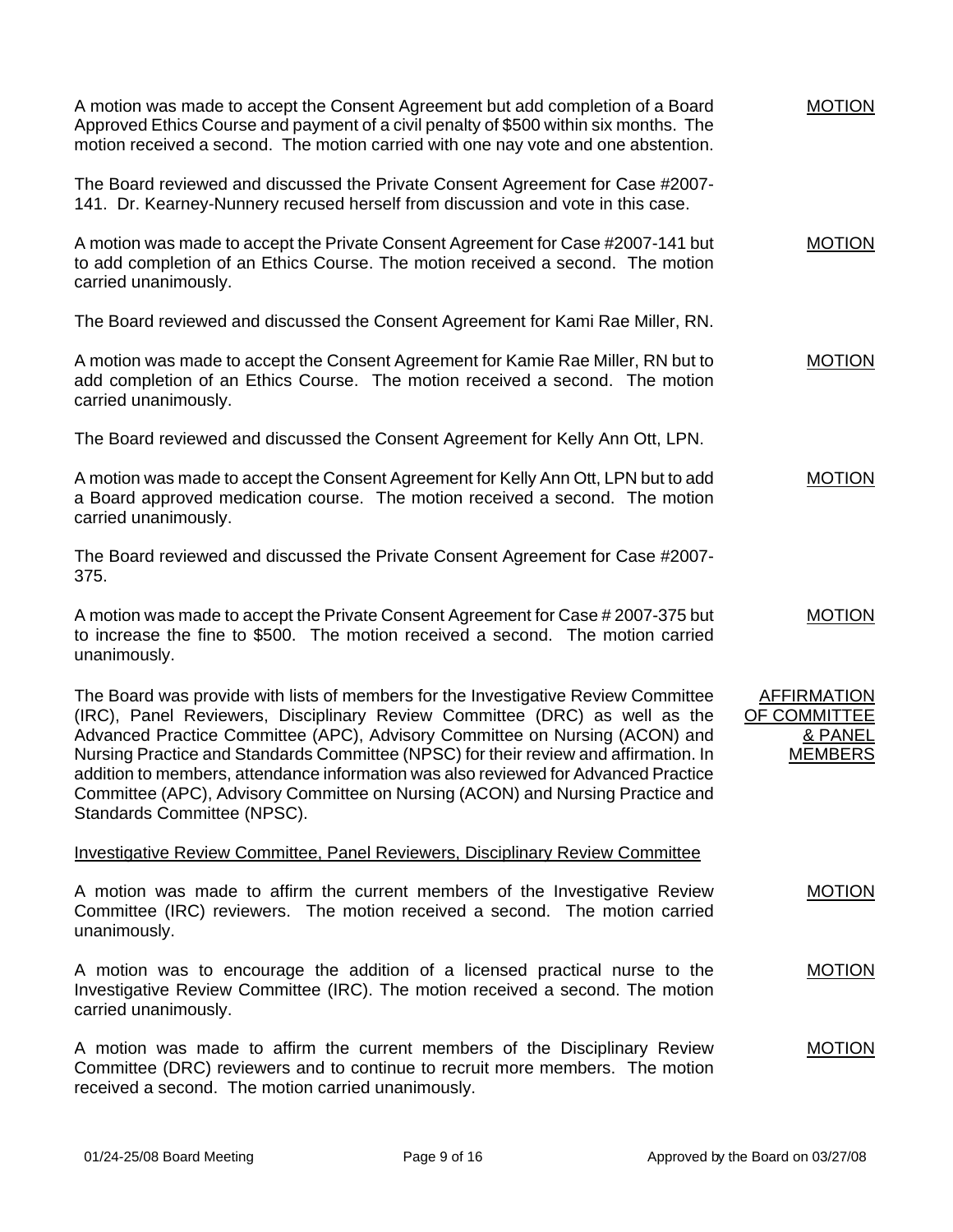A motion was made to accept the Consent Agreement but add completion of a Board Approved Ethics Course and payment of a civil penalty of $500 within six months. The motion received a second. The motion carried with one nay vote and one abstention. **MOTION**

The Board reviewed and discussed the Private Consent Agreement for Case #2007-141. Dr. Kearney-Nunnery recused herself from discussion and vote in this case.

A motion was made to accept the Private Consent Agreement for Case #2007-141 but to add completion of an Ethics Course. The motion received a second. The motion carried unanimously. **MOTION**

The Board reviewed and discussed the Consent Agreement for Kami Rae Miller, RN.

A motion was made to accept the Consent Agreement for Kamie Rae Miller, RN but to add completion of an Ethics Course. The motion received a second. The motion carried unanimously. **MOTION**

The Board reviewed and discussed the Consent Agreement for Kelly Ann Ott, LPN.

A motion was made to accept the Consent Agreement for Kelly Ann Ott, LPN but to add a Board approved medication course. The motion received a second. The motion carried unanimously. **MOTION**

The Board reviewed and discussed the Private Consent Agreement for Case #2007-375.

A motion was made to accept the Private Consent Agreement for Case # 2007-375 but to increase the fine to $500. The motion received a second. The motion carried unanimously. **MOTION**

**AFFIRMATION OF COMMITTEE & PANEL MEMBERS**

The Board was provide with lists of members for the Investigative Review Committee (IRC), Panel Reviewers, Disciplinary Review Committee (DRC) as well as the Advanced Practice Committee (APC), Advisory Committee on Nursing (ACON) and Nursing Practice and Standards Committee (NPSC) for their review and affirmation. In addition to members, attendance information was also reviewed for Advanced Practice Committee (APC), Advisory Committee on Nursing (ACON) and Nursing Practice and Standards Committee (NPSC).

Investigative Review Committee, Panel Reviewers, Disciplinary Review Committee

A motion was made to affirm the current members of the Investigative Review Committee (IRC) reviewers. The motion received a second. The motion carried unanimously. **MOTION**

A motion was to encourage the addition of a licensed practical nurse to the Investigative Review Committee (IRC). The motion received a second. The motion carried unanimously. **MOTION**

A motion was made to affirm the current members of the Disciplinary Review Committee (DRC) reviewers and to continue to recruit more members. The motion received a second. The motion carried unanimously. **MOTION**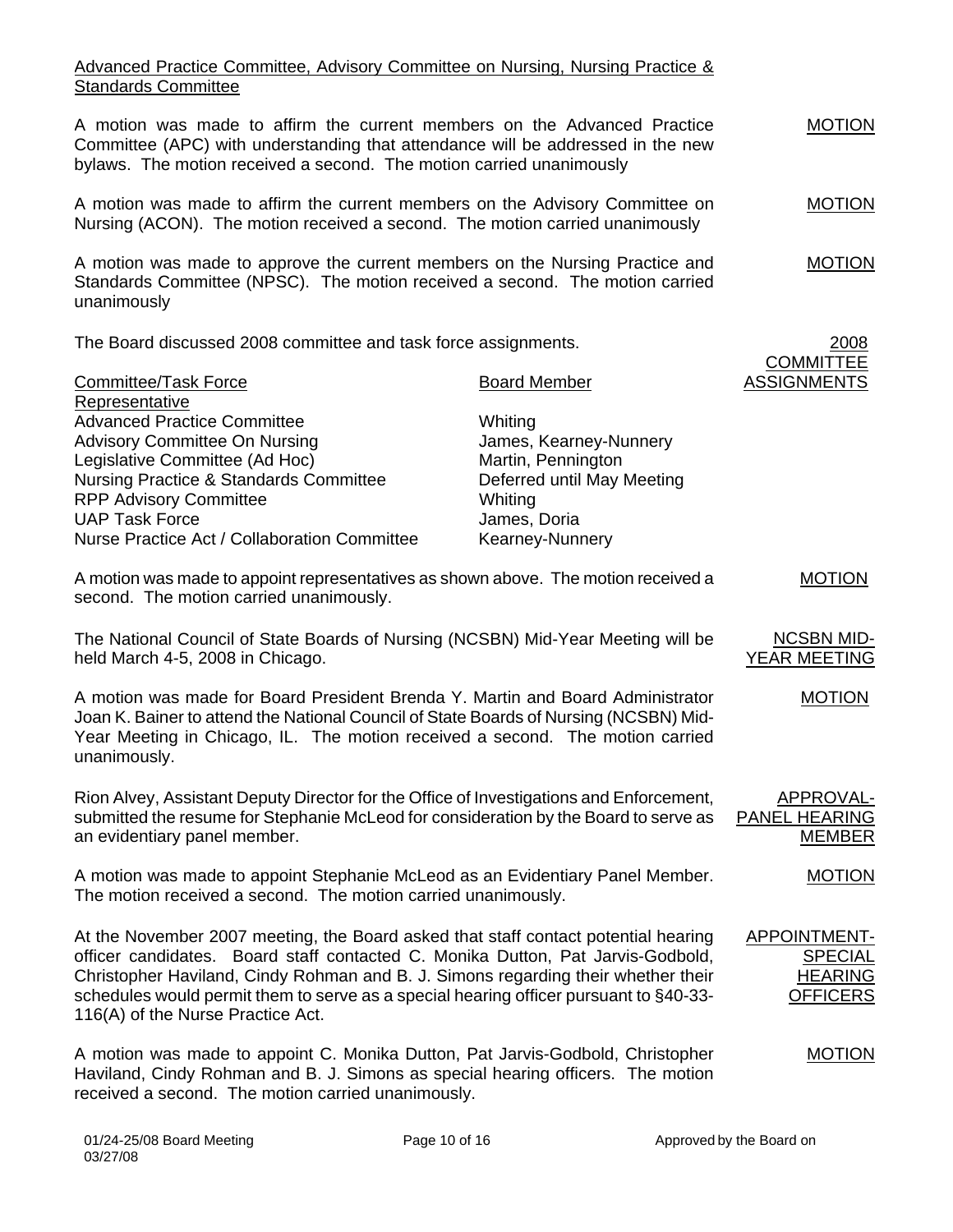Advanced Practice Committee, Advisory Committee on Nursing, Nursing Practice & Standards Committee

A motion was made to affirm the current members on the Advanced Practice Committee (APC) with understanding that attendance will be addressed in the new bylaws. The motion received a second. The motion carried unanimously

MOTION

A motion was made to affirm the current members on the Advisory Committee on Nursing (ACON). The motion received a second. The motion carried unanimously

MOTION

A motion was made to approve the current members on the Nursing Practice and Standards Committee (NPSC). The motion received a second. The motion carried unanimously

MOTION

The Board discussed 2008 committee and task force assignments.

2008 COMMITTEE ASSIGNMENTS

| Committee/Task Force Representative | Board Member |
|---|---|
| Advanced Practice Committee | Whiting |
| Advisory Committee On Nursing | James, Kearney-Nunnery |
| Legislative Committee (Ad Hoc) | Martin, Pennington |
| Nursing Practice & Standards Committee | Deferred until May Meeting |
| RPP Advisory Committee | Whiting |
| UAP Task Force | James, Doria |
| Nurse Practice Act / Collaboration Committee | Kearney-Nunnery |

A motion was made to appoint representatives as shown above. The motion received a second. The motion carried unanimously.

MOTION

The National Council of State Boards of Nursing (NCSBN) Mid-Year Meeting will be held March 4-5, 2008 in Chicago.

NCSBN MID-YEAR MEETING

A motion was made for Board President Brenda Y. Martin and Board Administrator Joan K. Bainer to attend the National Council of State Boards of Nursing (NCSBN) Mid-Year Meeting in Chicago, IL. The motion received a second. The motion carried unanimously.

MOTION

Rion Alvey, Assistant Deputy Director for the Office of Investigations and Enforcement, submitted the resume for Stephanie McLeod for consideration by the Board to serve as an evidentiary panel member.

APPROVAL-PANEL HEARING MEMBER

A motion was made to appoint Stephanie McLeod as an Evidentiary Panel Member. The motion received a second. The motion carried unanimously.

MOTION

At the November 2007 meeting, the Board asked that staff contact potential hearing officer candidates. Board staff contacted C. Monika Dutton, Pat Jarvis-Godbold, Christopher Haviland, Cindy Rohman and B. J. Simons regarding their whether their schedules would permit them to serve as a special hearing officer pursuant to §40-33-116(A) of the Nurse Practice Act.

APPOINTMENT-SPECIAL HEARING OFFICERS

A motion was made to appoint C. Monika Dutton, Pat Jarvis-Godbold, Christopher Haviland, Cindy Rohman and B. J. Simons as special hearing officers. The motion received a second. The motion carried unanimously.

MOTION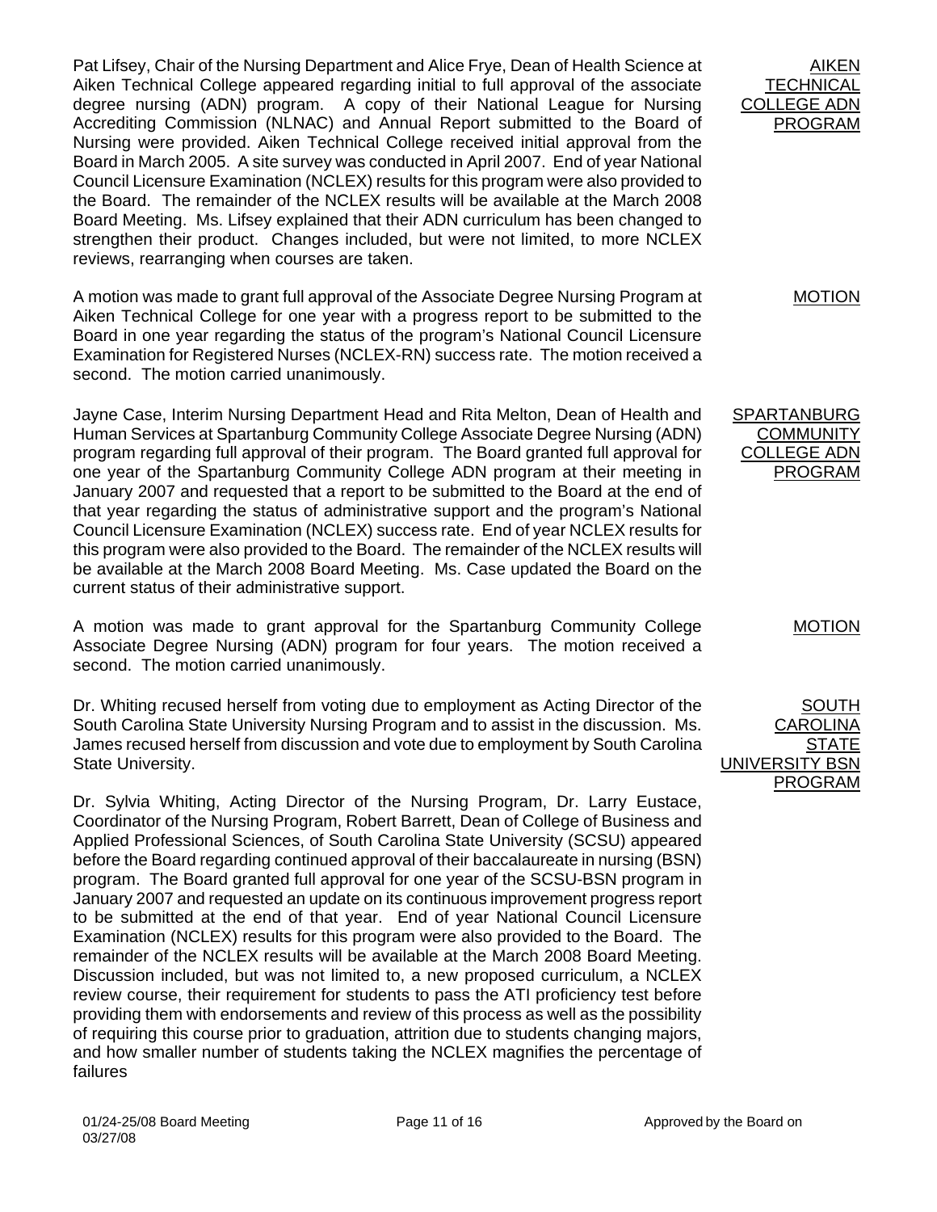**AIKEN TECHNICAL COLLEGE ADN PROGRAM**

Pat Lifsey, Chair of the Nursing Department and Alice Frye, Dean of Health Science at Aiken Technical College appeared regarding initial to full approval of the associate degree nursing (ADN) program. A copy of their National League for Nursing Accrediting Commission (NLNAC) and Annual Report submitted to the Board of Nursing were provided. Aiken Technical College received initial approval from the Board in March 2005. A site survey was conducted in April 2007. End of year National Council Licensure Examination (NCLEX) results for this program were also provided to the Board. The remainder of the NCLEX results will be available at the March 2008 Board Meeting. Ms. Lifsey explained that their ADN curriculum has been changed to strengthen their product. Changes included, but were not limited, to more NCLEX reviews, rearranging when courses are taken.

**MOTION**

A motion was made to grant full approval of the Associate Degree Nursing Program at Aiken Technical College for one year with a progress report to be submitted to the Board in one year regarding the status of the program's National Council Licensure Examination for Registered Nurses (NCLEX-RN) success rate. The motion received a second. The motion carried unanimously.

**SPARTANBURG COMMUNITY COLLEGE ADN PROGRAM**

Jayne Case, Interim Nursing Department Head and Rita Melton, Dean of Health and Human Services at Spartanburg Community College Associate Degree Nursing (ADN) program regarding full approval of their program. The Board granted full approval for one year of the Spartanburg Community College ADN program at their meeting in January 2007 and requested that a report to be submitted to the Board at the end of that year regarding the status of administrative support and the program's National Council Licensure Examination (NCLEX) success rate. End of year NCLEX results for this program were also provided to the Board. The remainder of the NCLEX results will be available at the March 2008 Board Meeting. Ms. Case updated the Board on the current status of their administrative support.

**MOTION**

A motion was made to grant approval for the Spartanburg Community College Associate Degree Nursing (ADN) program for four years. The motion received a second. The motion carried unanimously.

**SOUTH CAROLINA STATE UNIVERSITY BSN PROGRAM**

Dr. Whiting recused herself from voting due to employment as Acting Director of the South Carolina State University Nursing Program and to assist in the discussion. Ms. James recused herself from discussion and vote due to employment by South Carolina State University.

Dr. Sylvia Whiting, Acting Director of the Nursing Program, Dr. Larry Eustace, Coordinator of the Nursing Program, Robert Barrett, Dean of College of Business and Applied Professional Sciences, of South Carolina State University (SCSU) appeared before the Board regarding continued approval of their baccalaureate in nursing (BSN) program. The Board granted full approval for one year of the SCSU-BSN program in January 2007 and requested an update on its continuous improvement progress report to be submitted at the end of that year. End of year National Council Licensure Examination (NCLEX) results for this program were also provided to the Board. The remainder of the NCLEX results will be available at the March 2008 Board Meeting. Discussion included, but was not limited to, a new proposed curriculum, a NCLEX review course, their requirement for students to pass the ATI proficiency test before providing them with endorsements and review of this process as well as the possibility of requiring this course prior to graduation, attrition due to students changing majors, and how smaller number of students taking the NCLEX magnifies the percentage of failures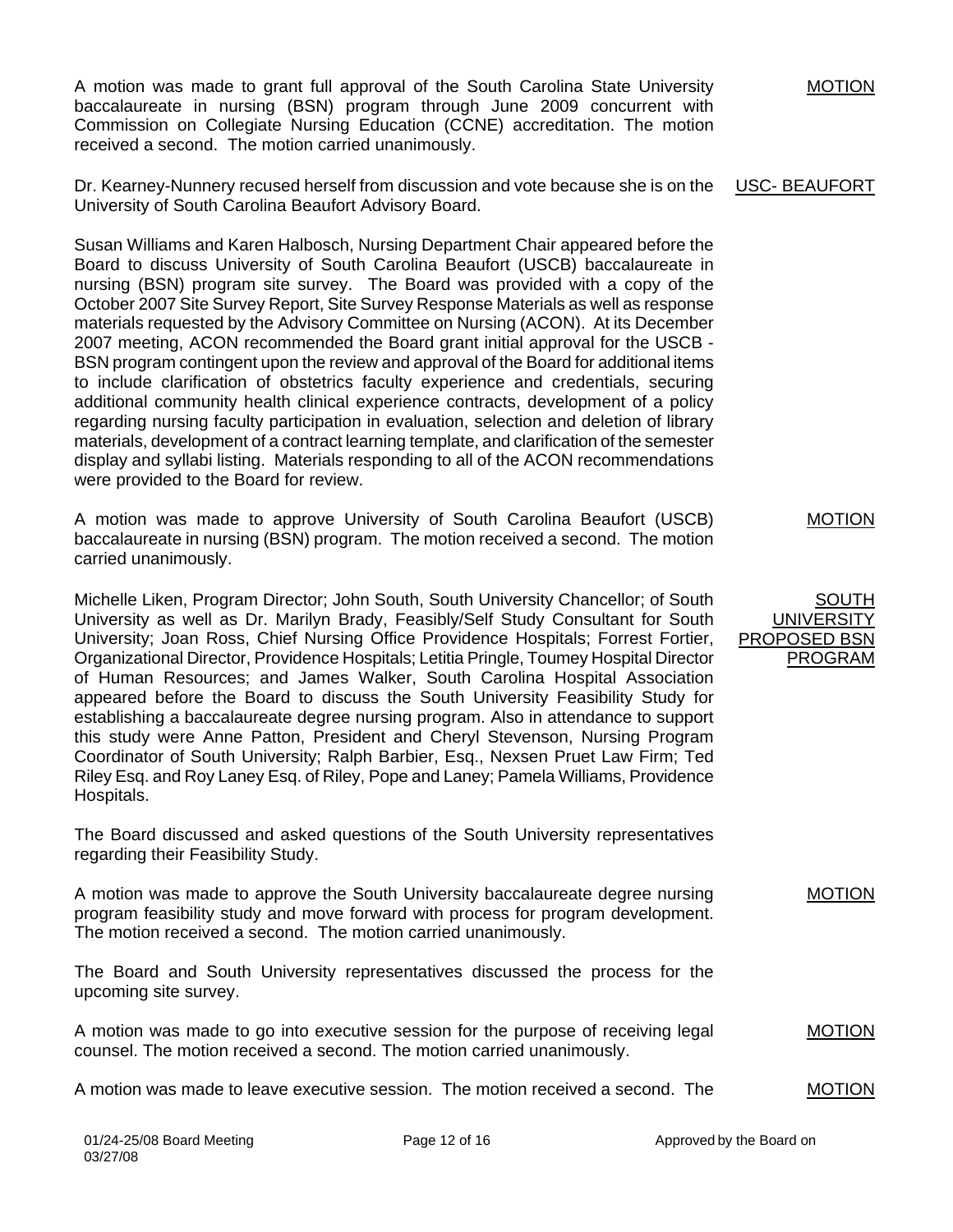A motion was made to grant full approval of the South Carolina State University baccalaureate in nursing (BSN) program through June 2009 concurrent with Commission on Collegiate Nursing Education (CCNE) accreditation. The motion received a second. The motion carried unanimously.

MOTION

USC- BEAUFORT

Dr. Kearney-Nunnery recused herself from discussion and vote because she is on the University of South Carolina Beaufort Advisory Board.

Susan Williams and Karen Halbosch, Nursing Department Chair appeared before the Board to discuss University of South Carolina Beaufort (USCB) baccalaureate in nursing (BSN) program site survey. The Board was provided with a copy of the October 2007 Site Survey Report, Site Survey Response Materials as well as response materials requested by the Advisory Committee on Nursing (ACON). At its December 2007 meeting, ACON recommended the Board grant initial approval for the USCB - BSN program contingent upon the review and approval of the Board for additional items to include clarification of obstetrics faculty experience and credentials, securing additional community health clinical experience contracts, development of a policy regarding nursing faculty participation in evaluation, selection and deletion of library materials, development of a contract learning template, and clarification of the semester display and syllabi listing. Materials responding to all of the ACON recommendations were provided to the Board for review.

MOTION

A motion was made to approve University of South Carolina Beaufort (USCB) baccalaureate in nursing (BSN) program. The motion received a second. The motion carried unanimously.

SOUTH UNIVERSITY PROPOSED BSN PROGRAM

Michelle Liken, Program Director; John South, South University Chancellor; of South University as well as Dr. Marilyn Brady, Feasibly/Self Study Consultant for South University; Joan Ross, Chief Nursing Office Providence Hospitals; Forrest Fortier, Organizational Director, Providence Hospitals; Letitia Pringle, Toumey Hospital Director of Human Resources; and James Walker, South Carolina Hospital Association appeared before the Board to discuss the South University Feasibility Study for establishing a baccalaureate degree nursing program. Also in attendance to support this study were Anne Patton, President and Cheryl Stevenson, Nursing Program Coordinator of South University; Ralph Barbier, Esq., Nexsen Pruet Law Firm; Ted Riley Esq. and Roy Laney Esq. of Riley, Pope and Laney; Pamela Williams, Providence Hospitals.

The Board discussed and asked questions of the South University representatives regarding their Feasibility Study.

MOTION

A motion was made to approve the South University baccalaureate degree nursing program feasibility study and move forward with process for program development. The motion received a second. The motion carried unanimously.

The Board and South University representatives discussed the process for the upcoming site survey.

MOTION

A motion was made to go into executive session for the purpose of receiving legal counsel. The motion received a second. The motion carried unanimously.

MOTION

A motion was made to leave executive session. The motion received a second. The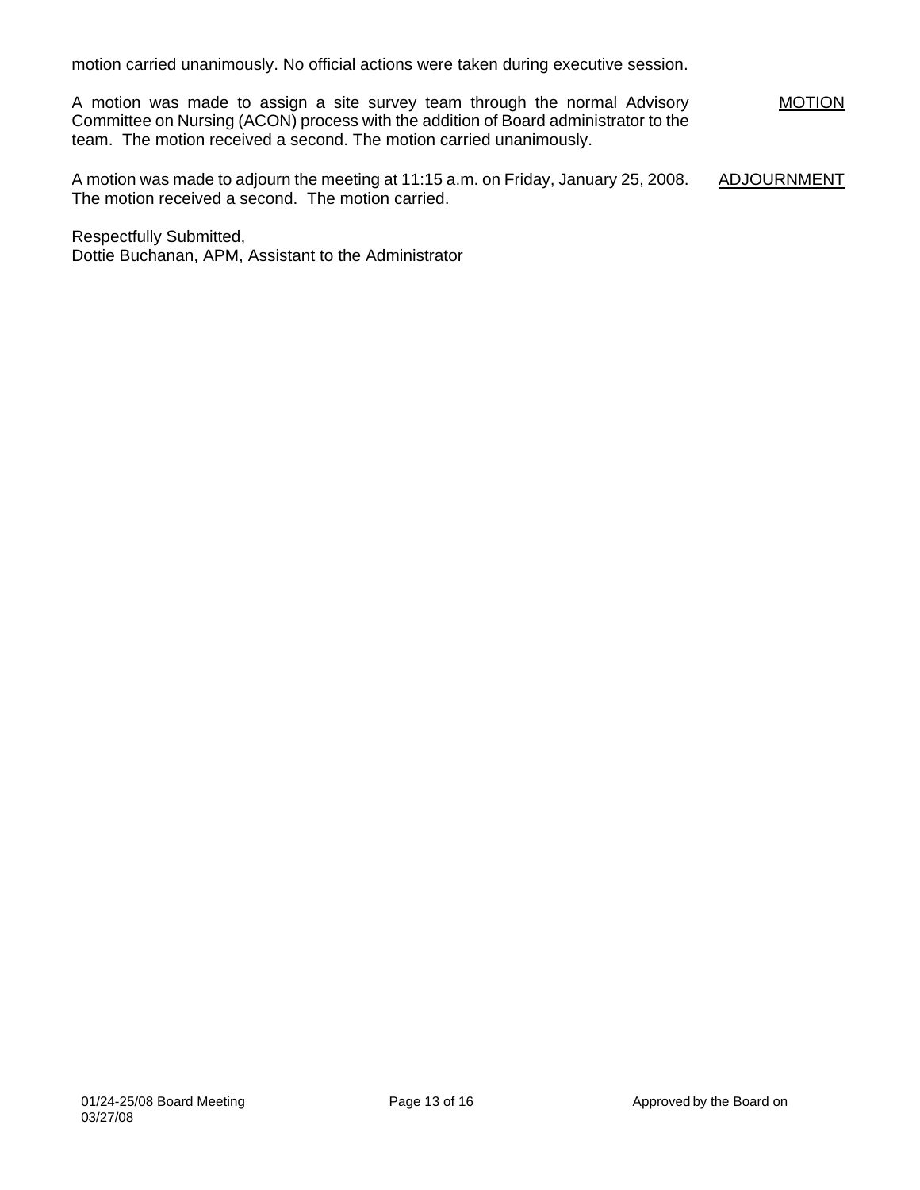motion carried unanimously. No official actions were taken during executive session.

A motion was made to assign a site survey team through the normal Advisory Committee on Nursing (ACON) process with the addition of Board administrator to the team. The motion received a second. The motion carried unanimously. MOTION

A motion was made to adjourn the meeting at 11:15 a.m. on Friday, January 25, 2008. The motion received a second. The motion carried. ADJOURNMENT

Respectfully Submitted,
Dottie Buchanan, APM, Assistant to the Administrator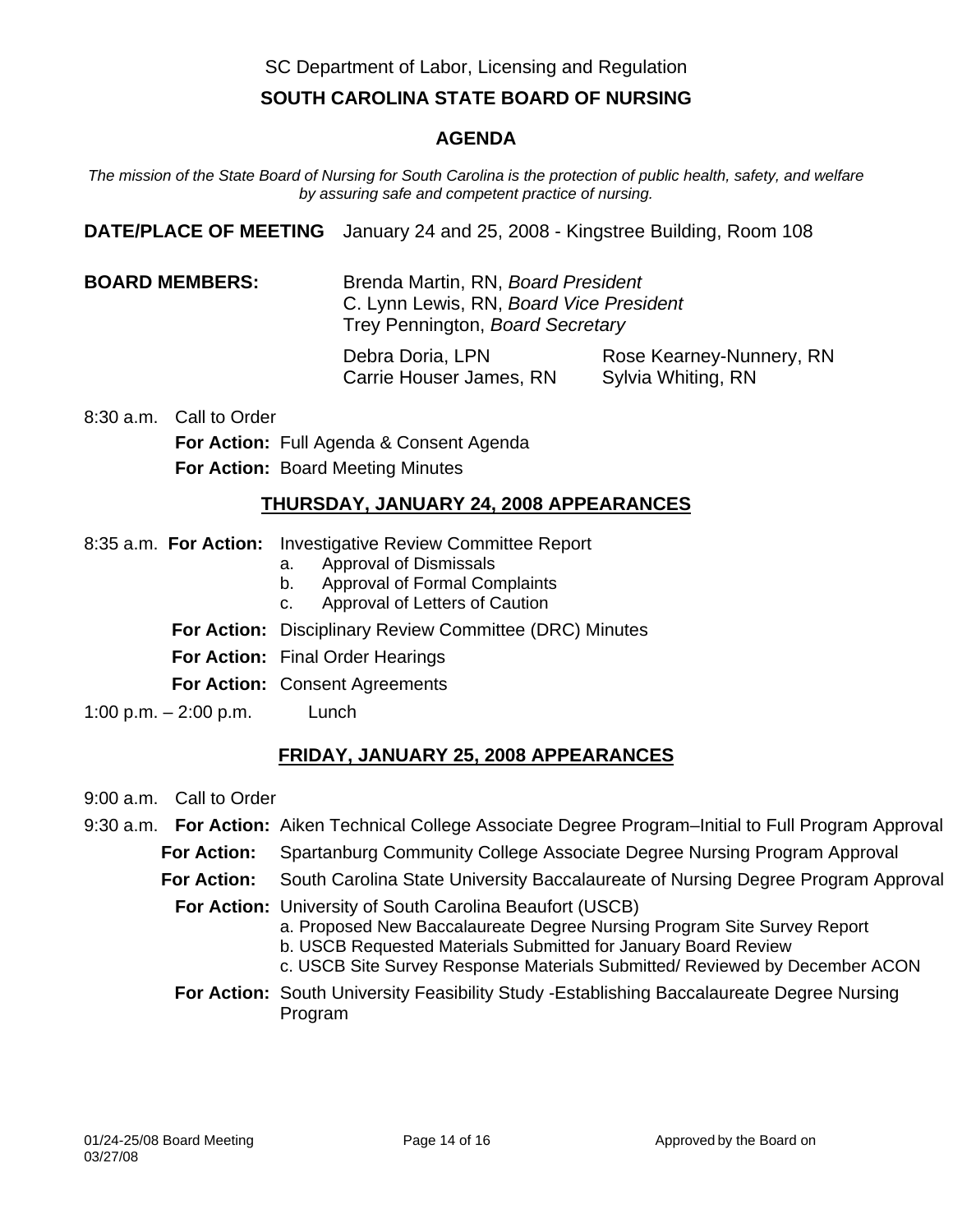SC Department of Labor, Licensing and Regulation

## SOUTH CAROLINA STATE BOARD OF NURSING

## AGENDA

*The mission of the State Board of Nursing for South Carolina is the protection of public health, safety, and welfare by assuring safe and competent practice of nursing.*

**DATE/PLACE OF MEETING** January 24 and 25, 2008 - Kingstree Building, Room 108

**BOARD MEMBERS:**

Brenda Martin, RN, *Board President*
C. Lynn Lewis, RN, *Board Vice President*
Trey Pennington, *Board Secretary*

Debra Doria, LPN
Carrie Houser James, RN
Rose Kearney-Nunnery, RN
Sylvia Whiting, RN

8:30 a.m. Call to Order

**For Action:** Full Agenda & Consent Agenda

**For Action:** Board Meeting Minutes

### THURSDAY, JANUARY 24, 2008 APPEARANCES

8:35 a.m. **For Action:** Investigative Review Committee Report

a. Approval of Dismissals
b. Approval of Formal Complaints
c. Approval of Letters of Caution

**For Action:** Disciplinary Review Committee (DRC) Minutes

**For Action:** Final Order Hearings

**For Action:** Consent Agreements

1:00 p.m. – 2:00 p.m. Lunch

### FRIDAY, JANUARY 25, 2008 APPEARANCES

9:00 a.m. Call to Order

9:30 a.m. **For Action:** Aiken Technical College Associate Degree Program–Initial to Full Program Approval

**For Action:** Spartanburg Community College Associate Degree Nursing Program Approval

**For Action:** South Carolina State University Baccalaureate of Nursing Degree Program Approval

**For Action:** University of South Carolina Beaufort (USCB)

a. Proposed New Baccalaureate Degree Nursing Program Site Survey Report
b. USCB Requested Materials Submitted for January Board Review
c. USCB Site Survey Response Materials Submitted/ Reviewed by December ACON

**For Action:** South University Feasibility Study -Establishing Baccalaureate Degree Nursing Program

01/24-25/08 Board Meeting Approved by the Board on 03/27/08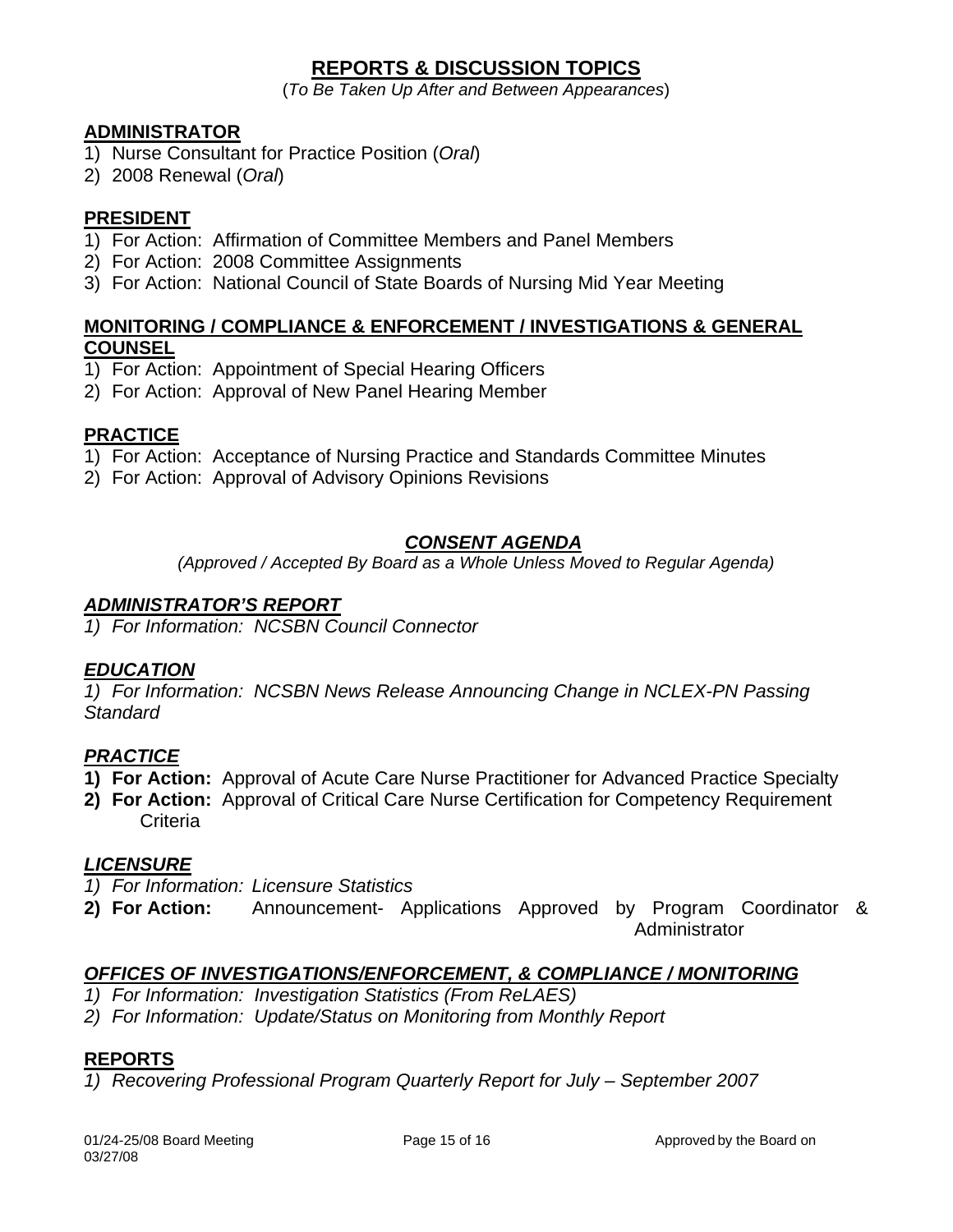## REPORTS & DISCUSSION TOPICS

(*To Be Taken Up After and Between Appearances*)

### ADMINISTRATOR

1) Nurse Consultant for Practice Position (*Oral*)
2) 2008 Renewal (*Oral*)

### PRESIDENT

1) For Action: Affirmation of Committee Members and Panel Members
2) For Action: 2008 Committee Assignments
3) For Action: National Council of State Boards of Nursing Mid Year Meeting

### MONITORING / COMPLIANCE & ENFORCEMENT / INVESTIGATIONS & GENERAL COUNSEL

1) For Action: Appointment of Special Hearing Officers
2) For Action: Approval of New Panel Hearing Member

### PRACTICE

1) For Action: Acceptance of Nursing Practice and Standards Committee Minutes
2) For Action: Approval of Advisory Opinions Revisions

## *CONSENT AGENDA*

*(Approved / Accepted By Board as a Whole Unless Moved to Regular Agenda)*

### *ADMINISTRATOR'S REPORT*

*1) For Information: NCSBN Council Connector*

### *EDUCATION*

*1) For Information: NCSBN News Release Announcing Change in NCLEX-PN Passing Standard*

### *PRACTICE*

**1) For Action:** Approval of Acute Care Nurse Practitioner for Advanced Practice Specialty
**2) For Action:** Approval of Critical Care Nurse Certification for Competency Requirement Criteria

### *LICENSURE*

*1) For Information: Licensure Statistics*
**2) For Action:** Announcement- Applications Approved by Program Coordinator & Administrator

### *OFFICES OF INVESTIGATIONS/ENFORCEMENT, & COMPLIANCE / MONITORING*

*1) For Information: Investigation Statistics (From ReLAES)*
*2) For Information: Update/Status on Monitoring from Monthly Report*

### REPORTS

*1) Recovering Professional Program Quarterly Report for July – September 2007*

01/24-25/08 Board Meeting Approved by the Board on 03/27/08